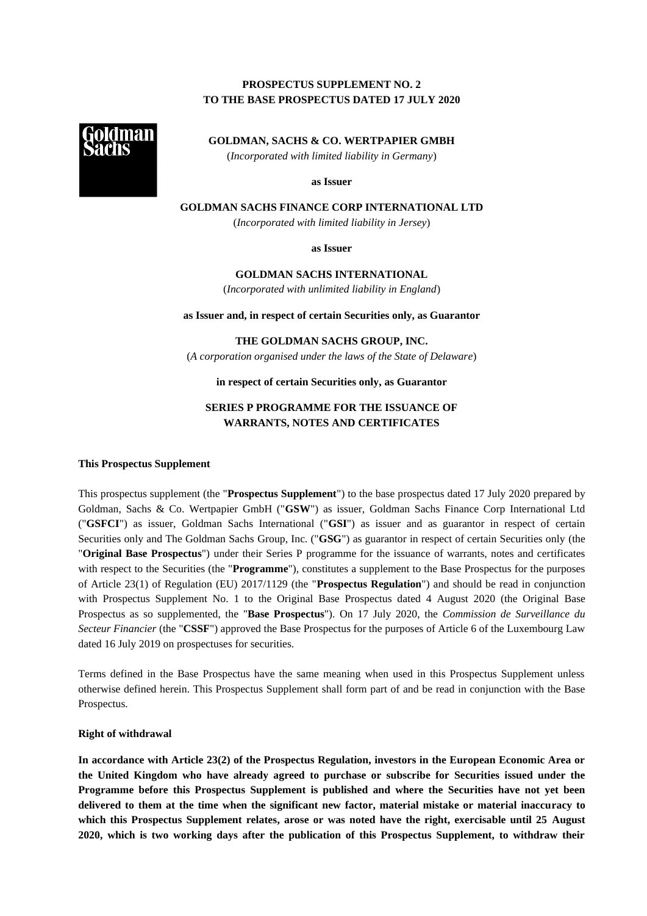**PROSPECTUS SUPPLEMENT NO. 2**
**TO THE BASE PROSPECTUS DATED 17 JULY 2020**

**GOLDMAN, SACHS & CO. WERTPAPIER GMBH**

(*Incorporated with limited liability in Germany*)

**as Issuer**

**GOLDMAN SACHS FINANCE CORP INTERNATIONAL LTD**

(*Incorporated with limited liability in Jersey*)

**as Issuer**

**GOLDMAN SACHS INTERNATIONAL**

(*Incorporated with unlimited liability in England*)

**as Issuer and, in respect of certain Securities only, as Guarantor**

**THE GOLDMAN SACHS GROUP, INC.**

(*A corporation organised under the laws of the State of Delaware*)

**in respect of certain Securities only, as Guarantor**

**SERIES P PROGRAMME FOR THE ISSUANCE OF WARRANTS, NOTES AND CERTIFICATES**

**This Prospectus Supplement**

This prospectus supplement (the "**Prospectus Supplement**") to the base prospectus dated 17 July 2020 prepared by Goldman, Sachs & Co. Wertpapier GmbH ("**GSW**") as issuer, Goldman Sachs Finance Corp International Ltd ("**GSFCI**") as issuer, Goldman Sachs International ("**GSI**") as issuer and as guarantor in respect of certain Securities only and The Goldman Sachs Group, Inc. ("**GSG**") as guarantor in respect of certain Securities only (the "**Original Base Prospectus**") under their Series P programme for the issuance of warrants, notes and certificates with respect to the Securities (the "**Programme**"), constitutes a supplement to the Base Prospectus for the purposes of Article 23(1) of Regulation (EU) 2017/1129 (the "**Prospectus Regulation**") and should be read in conjunction with Prospectus Supplement No. 1 to the Original Base Prospectus dated 4 August 2020 (the Original Base Prospectus as so supplemented, the "**Base Prospectus**"). On 17 July 2020, the *Commission de Surveillance du Secteur Financier* (the "**CSSF**") approved the Base Prospectus for the purposes of Article 6 of the Luxembourg Law dated 16 July 2019 on prospectuses for securities.

Terms defined in the Base Prospectus have the same meaning when used in this Prospectus Supplement unless otherwise defined herein. This Prospectus Supplement shall form part of and be read in conjunction with the Base Prospectus.

**Right of withdrawal**

**In accordance with Article 23(2) of the Prospectus Regulation, investors in the European Economic Area or the United Kingdom who have already agreed to purchase or subscribe for Securities issued under the Programme before this Prospectus Supplement is published and where the Securities have not yet been delivered to them at the time when the significant new factor, material mistake or material inaccuracy to which this Prospectus Supplement relates, arose or was noted have the right, exercisable until 25 August 2020, which is two working days after the publication of this Prospectus Supplement, to withdraw their**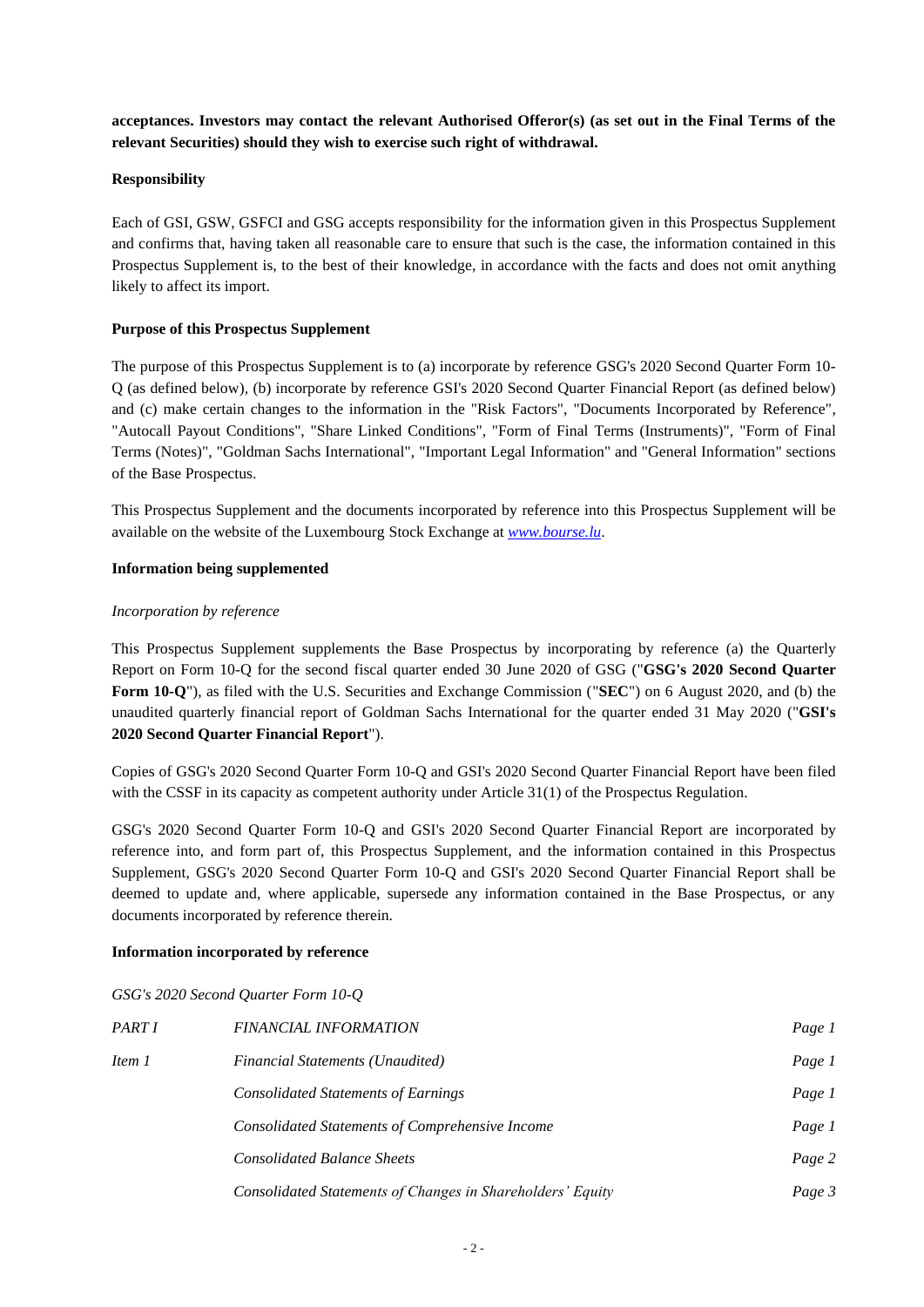**acceptances. Investors may contact the relevant Authorised Offeror(s) (as set out in the Final Terms of the relevant Securities) should they wish to exercise such right of withdrawal.**

**Responsibility**

Each of GSI, GSW, GSFCI and GSG accepts responsibility for the information given in this Prospectus Supplement and confirms that, having taken all reasonable care to ensure that such is the case, the information contained in this Prospectus Supplement is, to the best of their knowledge, in accordance with the facts and does not omit anything likely to affect its import.

**Purpose of this Prospectus Supplement**

The purpose of this Prospectus Supplement is to (a) incorporate by reference GSG's 2020 Second Quarter Form 10-Q (as defined below), (b) incorporate by reference GSI's 2020 Second Quarter Financial Report (as defined below) and (c) make certain changes to the information in the "Risk Factors", "Documents Incorporated by Reference", "Autocall Payout Conditions", "Share Linked Conditions", "Form of Final Terms (Instruments)", "Form of Final Terms (Notes)", "Goldman Sachs International", "Important Legal Information" and "General Information" sections of the Base Prospectus.

This Prospectus Supplement and the documents incorporated by reference into this Prospectus Supplement will be available on the website of the Luxembourg Stock Exchange at *www.bourse.lu*.

**Information being supplemented**

*Incorporation by reference*

This Prospectus Supplement supplements the Base Prospectus by incorporating by reference (a) the Quarterly Report on Form 10-Q for the second fiscal quarter ended 30 June 2020 of GSG ("**GSG's 2020 Second Quarter Form 10-Q**"), as filed with the U.S. Securities and Exchange Commission ("**SEC**") on 6 August 2020, and (b) the unaudited quarterly financial report of Goldman Sachs International for the quarter ended 31 May 2020 ("**GSI's 2020 Second Quarter Financial Report**").

Copies of GSG's 2020 Second Quarter Form 10-Q and GSI's 2020 Second Quarter Financial Report have been filed with the CSSF in its capacity as competent authority under Article 31(1) of the Prospectus Regulation.

GSG's 2020 Second Quarter Form 10-Q and GSI's 2020 Second Quarter Financial Report are incorporated by reference into, and form part of, this Prospectus Supplement, and the information contained in this Prospectus Supplement, GSG's 2020 Second Quarter Form 10-Q and GSI's 2020 Second Quarter Financial Report shall be deemed to update and, where applicable, supersede any information contained in the Base Prospectus, or any documents incorporated by reference therein.

**Information incorporated by reference**

*GSG's 2020 Second Quarter Form 10-Q*

| | | |
|---|---|---|
| *PART I* | *FINANCIAL INFORMATION* | *Page 1* |
| *Item 1* | *Financial Statements (Unaudited)* | *Page 1* |
| | *Consolidated Statements of Earnings* | *Page 1* |
| | *Consolidated Statements of Comprehensive Income* | *Page 1* |
| | *Consolidated Balance Sheets* | *Page 2* |
| | *Consolidated Statements of Changes in Shareholders' Equity* | *Page 3* |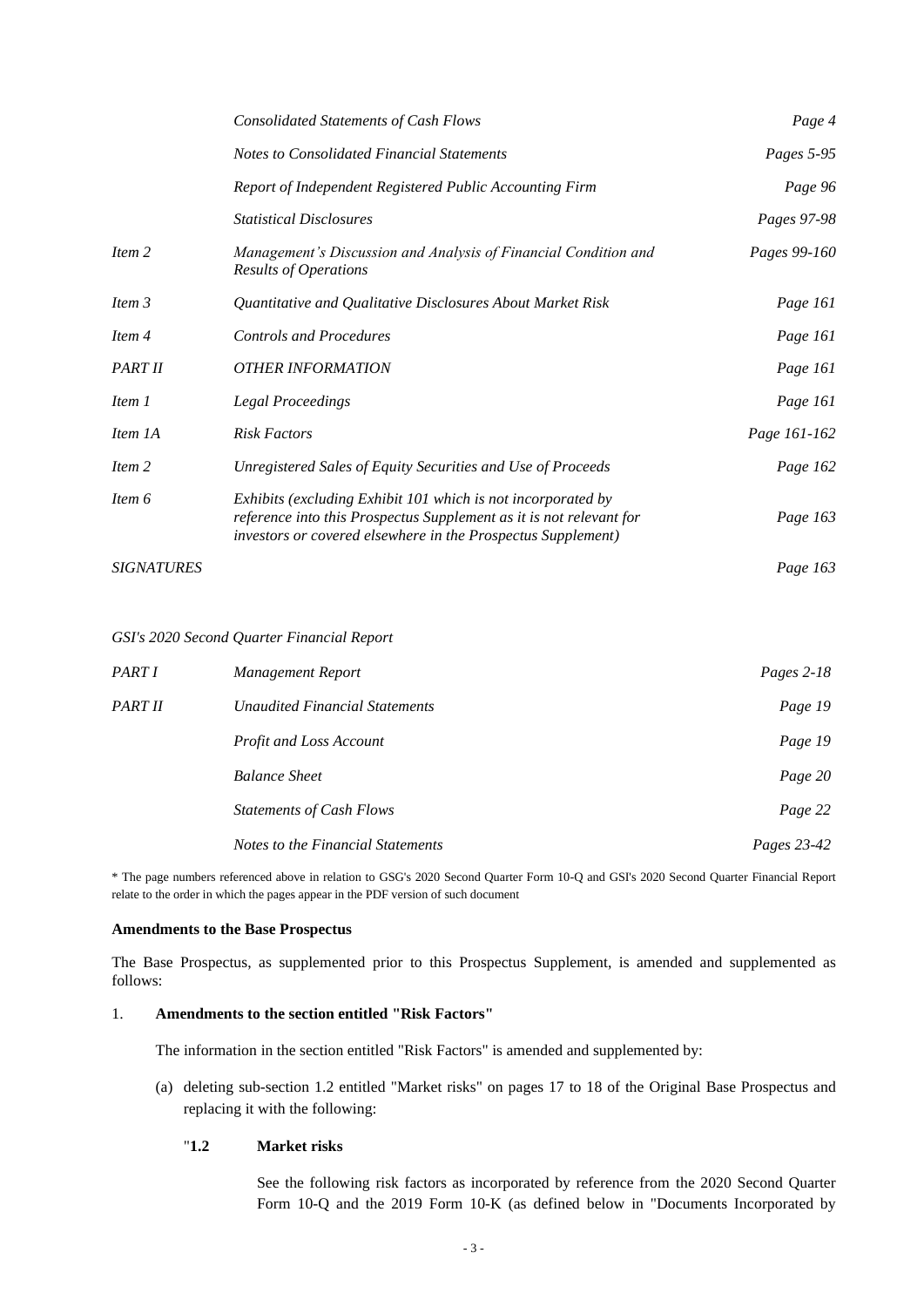| | | |
|---|---|---|
| | *Consolidated Statements of Cash Flows* | *Page 4* |
| | *Notes to Consolidated Financial Statements* | *Pages 5-95* |
| | *Report of Independent Registered Public Accounting Firm* | *Page 96* |
| | *Statistical Disclosures* | *Pages 97-98* |
| *Item 2* | *Management's Discussion and Analysis of Financial Condition and Results of Operations* | *Pages 99-160* |
| *Item 3* | *Quantitative and Qualitative Disclosures About Market Risk* | *Page 161* |
| *Item 4* | *Controls and Procedures* | *Page 161* |
| *PART II* | *OTHER INFORMATION* | *Page 161* |
| *Item 1* | *Legal Proceedings* | *Page 161* |
| *Item 1A* | *Risk Factors* | *Page 161-162* |
| *Item 2* | *Unregistered Sales of Equity Securities and Use of Proceeds* | *Page 162* |
| *Item 6* | *Exhibits (excluding Exhibit 101 which is not incorporated by reference into this Prospectus Supplement as it is not relevant for investors or covered elsewhere in the Prospectus Supplement)* | *Page 163* |
| *SIGNATURES* | | *Page 163* |

*GSI's 2020 Second Quarter Financial Report*

| | | |
|---|---|---|
| *PART I* | *Management Report* | *Pages 2-18* |
| *PART II* | *Unaudited Financial Statements* | *Page 19* |
| | *Profit and Loss Account* | *Page 19* |
| | *Balance Sheet* | *Page 20* |
| | *Statements of Cash Flows* | *Page 22* |
| | *Notes to the Financial Statements* | *Pages 23-42* |

\* The page numbers referenced above in relation to GSG's 2020 Second Quarter Form 10-Q and GSI's 2020 Second Quarter Financial Report relate to the order in which the pages appear in the PDF version of such document

**Amendments to the Base Prospectus**

The Base Prospectus, as supplemented prior to this Prospectus Supplement, is amended and supplemented as follows:

1. **Amendments to the section entitled "Risk Factors"**

   The information in the section entitled "Risk Factors" is amended and supplemented by:

   (a) deleting sub-section 1.2 entitled "Market risks" on pages 17 to 18 of the Original Base Prospectus and replacing it with the following:

   "**1.2 Market risks**

   See the following risk factors as incorporated by reference from the 2020 Second Quarter Form 10-Q and the 2019 Form 10-K (as defined below in "Documents Incorporated by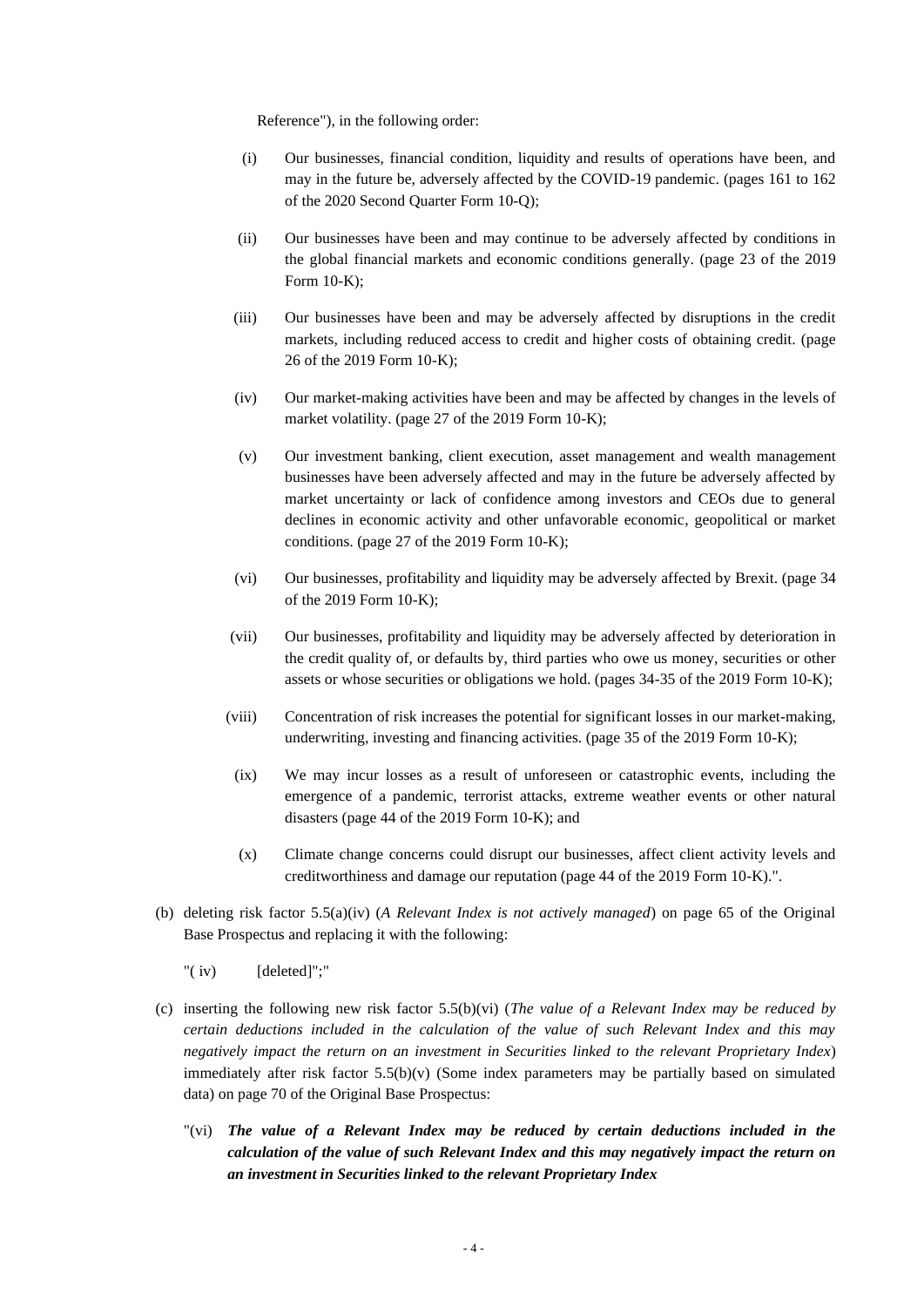Reference"), in the following order:

(i) Our businesses, financial condition, liquidity and results of operations have been, and may in the future be, adversely affected by the COVID-19 pandemic. (pages 161 to 162 of the 2020 Second Quarter Form 10-Q);

(ii) Our businesses have been and may continue to be adversely affected by conditions in the global financial markets and economic conditions generally. (page 23 of the 2019 Form 10-K);

(iii) Our businesses have been and may be adversely affected by disruptions in the credit markets, including reduced access to credit and higher costs of obtaining credit. (page 26 of the 2019 Form 10-K);

(iv) Our market-making activities have been and may be affected by changes in the levels of market volatility. (page 27 of the 2019 Form 10-K);

(v) Our investment banking, client execution, asset management and wealth management businesses have been adversely affected and may in the future be adversely affected by market uncertainty or lack of confidence among investors and CEOs due to general declines in economic activity and other unfavorable economic, geopolitical or market conditions. (page 27 of the 2019 Form 10-K);

(vi) Our businesses, profitability and liquidity may be adversely affected by Brexit. (page 34 of the 2019 Form 10-K);

(vii) Our businesses, profitability and liquidity may be adversely affected by deterioration in the credit quality of, or defaults by, third parties who owe us money, securities or other assets or whose securities or obligations we hold. (pages 34-35 of the 2019 Form 10-K);

(viii) Concentration of risk increases the potential for significant losses in our market-making, underwriting, investing and financing activities. (page 35 of the 2019 Form 10-K);

(ix) We may incur losses as a result of unforeseen or catastrophic events, including the emergence of a pandemic, terrorist attacks, extreme weather events or other natural disasters (page 44 of the 2019 Form 10-K); and

(x) Climate change concerns could disrupt our businesses, affect client activity levels and creditworthiness and damage our reputation (page 44 of the 2019 Form 10-K).".

(b) deleting risk factor 5.5(a)(iv) (*A Relevant Index is not actively managed*) on page 65 of the Original Base Prospectus and replacing it with the following:

"( iv) [deleted]";"

(c) inserting the following new risk factor 5.5(b)(vi) (*The value of a Relevant Index may be reduced by certain deductions included in the calculation of the value of such Relevant Index and this may negatively impact the return on an investment in Securities linked to the relevant Proprietary Index*) immediately after risk factor 5.5(b)(v) (Some index parameters may be partially based on simulated data) on page 70 of the Original Base Prospectus:

"(vi) ***The value of a Relevant Index may be reduced by certain deductions included in the calculation of the value of such Relevant Index and this may negatively impact the return on an investment in Securities linked to the relevant Proprietary Index***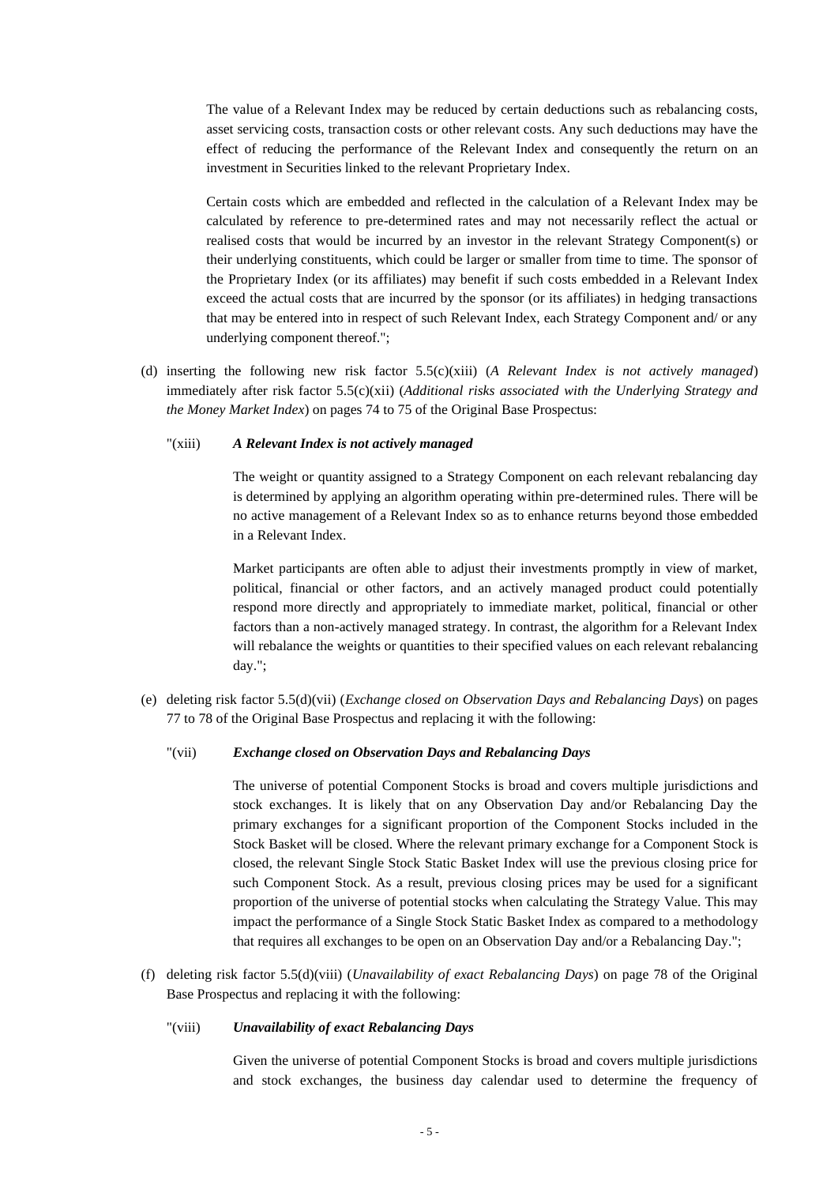The value of a Relevant Index may be reduced by certain deductions such as rebalancing costs, asset servicing costs, transaction costs or other relevant costs. Any such deductions may have the effect of reducing the performance of the Relevant Index and consequently the return on an investment in Securities linked to the relevant Proprietary Index.

Certain costs which are embedded and reflected in the calculation of a Relevant Index may be calculated by reference to pre-determined rates and may not necessarily reflect the actual or realised costs that would be incurred by an investor in the relevant Strategy Component(s) or their underlying constituents, which could be larger or smaller from time to time. The sponsor of the Proprietary Index (or its affiliates) may benefit if such costs embedded in a Relevant Index exceed the actual costs that are incurred by the sponsor (or its affiliates) in hedging transactions that may be entered into in respect of such Relevant Index, each Strategy Component and/ or any underlying component thereof.";

(d) inserting the following new risk factor 5.5(c)(xiii) (*A Relevant Index is not actively managed*) immediately after risk factor 5.5(c)(xii) (*Additional risks associated with the Underlying Strategy and the Money Market Index*) on pages 74 to 75 of the Original Base Prospectus:

"(xiii) ***A Relevant Index is not actively managed***

The weight or quantity assigned to a Strategy Component on each relevant rebalancing day is determined by applying an algorithm operating within pre-determined rules. There will be no active management of a Relevant Index so as to enhance returns beyond those embedded in a Relevant Index.

Market participants are often able to adjust their investments promptly in view of market, political, financial or other factors, and an actively managed product could potentially respond more directly and appropriately to immediate market, political, financial or other factors than a non-actively managed strategy. In contrast, the algorithm for a Relevant Index will rebalance the weights or quantities to their specified values on each relevant rebalancing day.";

(e) deleting risk factor 5.5(d)(vii) (*Exchange closed on Observation Days and Rebalancing Days*) on pages 77 to 78 of the Original Base Prospectus and replacing it with the following:

"(vii) ***Exchange closed on Observation Days and Rebalancing Days***

The universe of potential Component Stocks is broad and covers multiple jurisdictions and stock exchanges. It is likely that on any Observation Day and/or Rebalancing Day the primary exchanges for a significant proportion of the Component Stocks included in the Stock Basket will be closed. Where the relevant primary exchange for a Component Stock is closed, the relevant Single Stock Static Basket Index will use the previous closing price for such Component Stock. As a result, previous closing prices may be used for a significant proportion of the universe of potential stocks when calculating the Strategy Value. This may impact the performance of a Single Stock Static Basket Index as compared to a methodology that requires all exchanges to be open on an Observation Day and/or a Rebalancing Day.";

(f) deleting risk factor 5.5(d)(viii) (*Unavailability of exact Rebalancing Days*) on page 78 of the Original Base Prospectus and replacing it with the following:

"(viii) ***Unavailability of exact Rebalancing Days***

Given the universe of potential Component Stocks is broad and covers multiple jurisdictions and stock exchanges, the business day calendar used to determine the frequency of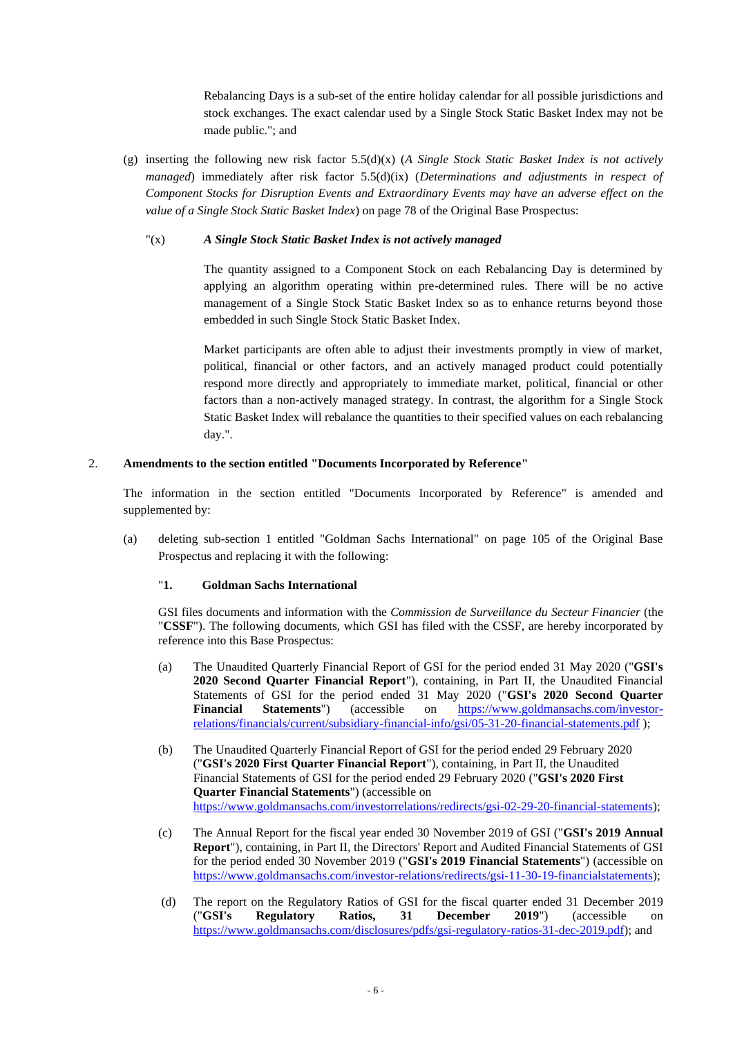Rebalancing Days is a sub-set of the entire holiday calendar for all possible jurisdictions and stock exchanges. The exact calendar used by a Single Stock Static Basket Index may not be made public."; and

(g) inserting the following new risk factor 5.5(d)(x) (*A Single Stock Static Basket Index is not actively managed*) immediately after risk factor 5.5(d)(ix) (*Determinations and adjustments in respect of Component Stocks for Disruption Events and Extraordinary Events may have an adverse effect on the value of a Single Stock Static Basket Index*) on page 78 of the Original Base Prospectus:

"(x) ***A Single Stock Static Basket Index is not actively managed***

The quantity assigned to a Component Stock on each Rebalancing Day is determined by applying an algorithm operating within pre-determined rules. There will be no active management of a Single Stock Static Basket Index so as to enhance returns beyond those embedded in such Single Stock Static Basket Index.

Market participants are often able to adjust their investments promptly in view of market, political, financial or other factors, and an actively managed product could potentially respond more directly and appropriately to immediate market, political, financial or other factors than a non-actively managed strategy. In contrast, the algorithm for a Single Stock Static Basket Index will rebalance the quantities to their specified values on each rebalancing day.".

2. **Amendments to the section entitled "Documents Incorporated by Reference"**

The information in the section entitled "Documents Incorporated by Reference" is amended and supplemented by:

(a) deleting sub-section 1 entitled "Goldman Sachs International" on page 105 of the Original Base Prospectus and replacing it with the following:

"**1. Goldman Sachs International**

GSI files documents and information with the *Commission de Surveillance du Secteur Financier* (the "**CSSF**"). The following documents, which GSI has filed with the CSSF, are hereby incorporated by reference into this Base Prospectus:

(a) The Unaudited Quarterly Financial Report of GSI for the period ended 31 May 2020 ("**GSI's 2020 Second Quarter Financial Report**"), containing, in Part II, the Unaudited Financial Statements of GSI for the period ended 31 May 2020 ("**GSI's 2020 Second Quarter Financial Statements**") (accessible on https://www.goldmansachs.com/investor-relations/financials/current/subsidiary-financial-info/gsi/05-31-20-financial-statements.pdf );

(b) The Unaudited Quarterly Financial Report of GSI for the period ended 29 February 2020 ("**GSI's 2020 First Quarter Financial Report**"), containing, in Part II, the Unaudited Financial Statements of GSI for the period ended 29 February 2020 ("**GSI's 2020 First Quarter Financial Statements**") (accessible on https://www.goldmansachs.com/investorrelations/redirects/gsi-02-29-20-financial-statements);

(c) The Annual Report for the fiscal year ended 30 November 2019 of GSI ("**GSI's 2019 Annual Report**"), containing, in Part II, the Directors' Report and Audited Financial Statements of GSI for the period ended 30 November 2019 ("**GSI's 2019 Financial Statements**") (accessible on https://www.goldmansachs.com/investor-relations/redirects/gsi-11-30-19-financialstatements);

(d) The report on the Regulatory Ratios of GSI for the fiscal quarter ended 31 December 2019 ("**GSI's Regulatory Ratios, 31 December 2019**") (accessible on https://www.goldmansachs.com/disclosures/pdfs/gsi-regulatory-ratios-31-dec-2019.pdf); and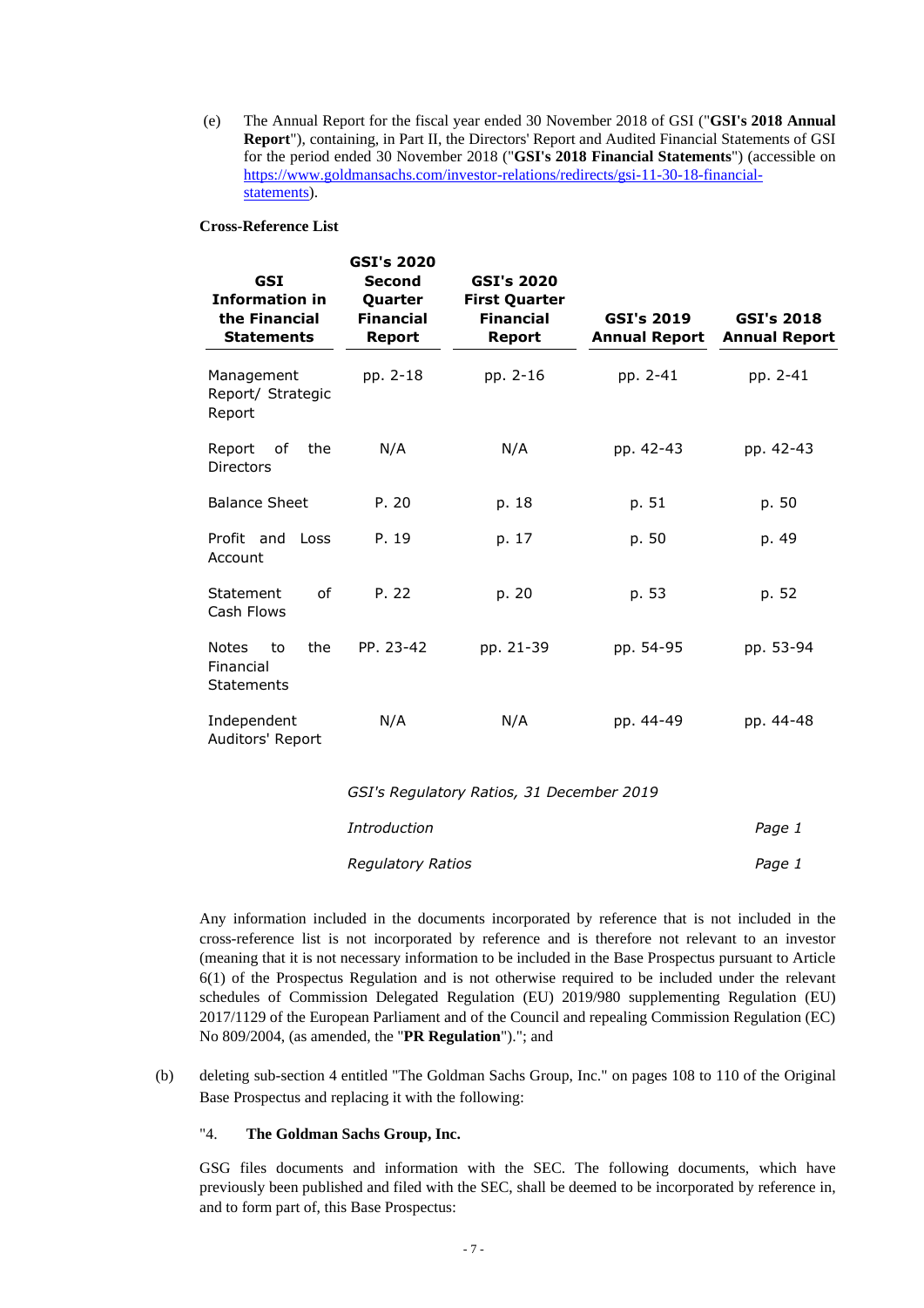(e) The Annual Report for the fiscal year ended 30 November 2018 of GSI ("**GSI's 2018 Annual Report**"), containing, in Part II, the Directors' Report and Audited Financial Statements of GSI for the period ended 30 November 2018 ("**GSI's 2018 Financial Statements**") (accessible on https://www.goldmansachs.com/investor-relations/redirects/gsi-11-30-18-financial-statements).

**Cross-Reference List**

| GSI Information in the Financial Statements | GSI's 2020 Second Quarter Financial Report | GSI's 2020 First Quarter Financial Report | GSI's 2019 Annual Report | GSI's 2018 Annual Report |
|---|---|---|---|---|
| Management Report/ Strategic Report | pp. 2-18 | pp. 2-16 | pp. 2-41 | pp. 2-41 |
| Report of the Directors | N/A | N/A | pp. 42-43 | pp. 42-43 |
| Balance Sheet | P. 20 | p. 18 | p. 51 | p. 50 |
| Profit and Loss Account | P. 19 | p. 17 | p. 50 | p. 49 |
| Statement of Cash Flows | P. 22 | p. 20 | p. 53 | p. 52 |
| Notes to the Financial Statements | PP. 23-42 | pp. 21-39 | pp. 54-95 | pp. 53-94 |
| Independent Auditors' Report | N/A | N/A | pp. 44-49 | pp. 44-48 |

*GSI's Regulatory Ratios, 31 December 2019*

| | |
|---|---|
| *Introduction* | *Page 1* |
| *Regulatory Ratios* | *Page 1* |

Any information included in the documents incorporated by reference that is not included in the cross-reference list is not incorporated by reference and is therefore not relevant to an investor (meaning that it is not necessary information to be included in the Base Prospectus pursuant to Article 6(1) of the Prospectus Regulation and is not otherwise required to be included under the relevant schedules of Commission Delegated Regulation (EU) 2019/980 supplementing Regulation (EU) 2017/1129 of the European Parliament and of the Council and repealing Commission Regulation (EC) No 809/2004, (as amended, the "**PR Regulation**")."; and

(b) deleting sub-section 4 entitled "The Goldman Sachs Group, Inc." on pages 108 to 110 of the Original Base Prospectus and replacing it with the following:

"4. **The Goldman Sachs Group, Inc.**

GSG files documents and information with the SEC. The following documents, which have previously been published and filed with the SEC, shall be deemed to be incorporated by reference in, and to form part of, this Base Prospectus: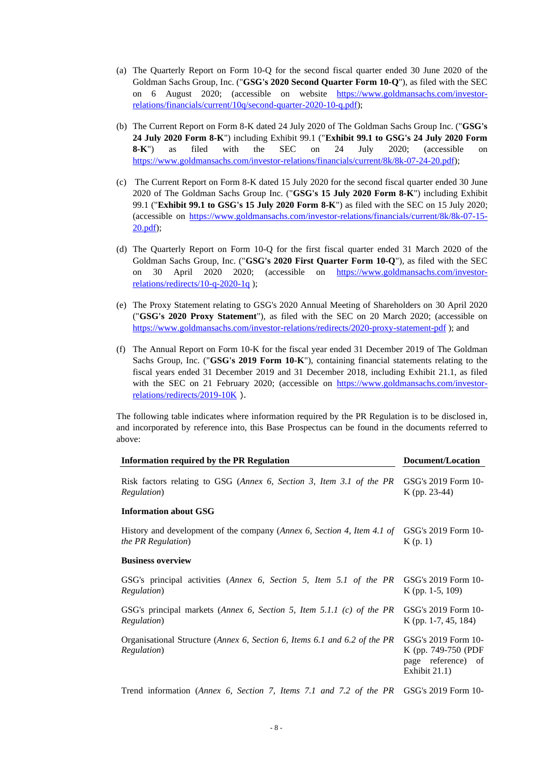(a) The Quarterly Report on Form 10-Q for the second fiscal quarter ended 30 June 2020 of the Goldman Sachs Group, Inc. ("**GSG's 2020 Second Quarter Form 10-Q**"), as filed with the SEC on 6 August 2020; (accessible on website https://www.goldmansachs.com/investor-relations/financials/current/10q/second-quarter-2020-10-q.pdf);

(b) The Current Report on Form 8-K dated 24 July 2020 of The Goldman Sachs Group Inc. ("**GSG's 24 July 2020 Form 8-K**") including Exhibit 99.1 ("**Exhibit 99.1 to GSG's 24 July 2020 Form 8-K**") as filed with the SEC on 24 July 2020; (accessible on https://www.goldmansachs.com/investor-relations/financials/current/8k/8k-07-24-20.pdf);

(c) The Current Report on Form 8-K dated 15 July 2020 for the second fiscal quarter ended 30 June 2020 of The Goldman Sachs Group Inc. ("**GSG's 15 July 2020 Form 8-K**") including Exhibit 99.1 ("**Exhibit 99.1 to GSG's 15 July 2020 Form 8-K**") as filed with the SEC on 15 July 2020; (accessible on https://www.goldmansachs.com/investor-relations/financials/current/8k/8k-07-15-20.pdf);

(d) The Quarterly Report on Form 10-Q for the first fiscal quarter ended 31 March 2020 of the Goldman Sachs Group, Inc. ("**GSG's 2020 First Quarter Form 10-Q**"), as filed with the SEC on 30 April 2020; (accessible on https://www.goldmansachs.com/investor-relations/redirects/10-q-2020-1q );

(e) The Proxy Statement relating to GSG's 2020 Annual Meeting of Shareholders on 30 April 2020 ("**GSG's 2020 Proxy Statement**"), as filed with the SEC on 20 March 2020; (accessible on https://www.goldmansachs.com/investor-relations/redirects/2020-proxy-statement-pdf ); and

(f) The Annual Report on Form 10-K for the fiscal year ended 31 December 2019 of The Goldman Sachs Group, Inc. ("**GSG's 2019 Form 10-K**"), containing financial statements relating to the fiscal years ended 31 December 2019 and 31 December 2018, including Exhibit 21.1, as filed with the SEC on 21 February 2020; (accessible on https://www.goldmansachs.com/investor-relations/redirects/2019-10K ).

The following table indicates where information required by the PR Regulation is to be disclosed in, and incorporated by reference into, this Base Prospectus can be found in the documents referred to above:

| **Information required by the PR Regulation** | **Document/Location** |
|---|---|
| Risk factors relating to GSG (*Annex 6, Section 3, Item 3.1 of the PR Regulation*) | GSG's 2019 Form 10-K (pp. 23-44) |
| **Information about GSG** | |
| History and development of the company (*Annex 6, Section 4, Item 4.1 of the PR Regulation*) | GSG's 2019 Form 10-K (p. 1) |
| **Business overview** | |
| GSG's principal activities (*Annex 6, Section 5, Item 5.1 of the PR Regulation*) | GSG's 2019 Form 10-K (pp. 1-5, 109) |
| GSG's principal markets (*Annex 6, Section 5, Item 5.1.1 (c) of the PR Regulation*) | GSG's 2019 Form 10-K (pp. 1-7, 45, 184) |
| Organisational Structure (*Annex 6, Section 6, Items 6.1 and 6.2 of the PR Regulation*) | GSG's 2019 Form 10-K (pp. 749-750 (PDF page reference) of Exhibit 21.1) |
| Trend information (*Annex 6, Section 7, Items 7.1 and 7.2 of the PR* | GSG's 2019 Form 10- |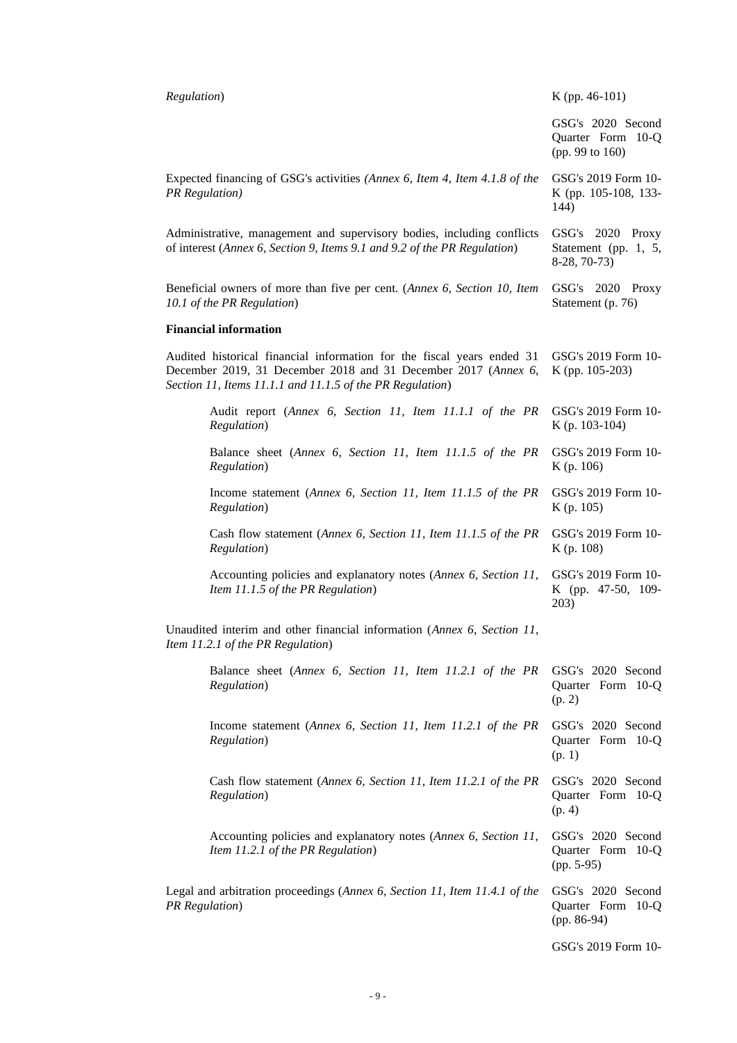| | |
|---|---|
| *Regulation*) | K (pp. 46-101) |
| | GSG's 2020 Second Quarter Form 10-Q (pp. 99 to 160) |
| Expected financing of GSG's activities *(Annex 6, Item 4, Item 4.1.8 of the PR Regulation)* | GSG's 2019 Form 10-K (pp. 105-108, 133-144) |
| Administrative, management and supervisory bodies, including conflicts of interest (*Annex 6, Section 9, Items 9.1 and 9.2 of the PR Regulation*) | GSG's 2020 Proxy Statement (pp. 1, 5, 8-28, 70-73) |
| Beneficial owners of more than five per cent. (*Annex 6, Section 10, Item 10.1 of the PR Regulation*) | GSG's 2020 Proxy Statement (p. 76) |
| **Financial information** | |
| Audited historical financial information for the fiscal years ended 31 December 2019, 31 December 2018 and 31 December 2017 (*Annex 6, Section 11, Items 11.1.1 and 11.1.5 of the PR Regulation*) | GSG's 2019 Form 10-K (pp. 105-203) |
| Audit report (*Annex 6, Section 11, Item 11.1.1 of the PR Regulation*) | GSG's 2019 Form 10-K (p. 103-104) |
| Balance sheet (*Annex 6, Section 11, Item 11.1.5 of the PR Regulation*) | GSG's 2019 Form 10-K (p. 106) |
| Income statement (*Annex 6, Section 11, Item 11.1.5 of the PR Regulation*) | GSG's 2019 Form 10-K (p. 105) |
| Cash flow statement (*Annex 6, Section 11, Item 11.1.5 of the PR Regulation*) | GSG's 2019 Form 10-K (p. 108) |
| Accounting policies and explanatory notes (*Annex 6, Section 11, Item 11.1.5 of the PR Regulation*) | GSG's 2019 Form 10-K (pp. 47-50, 109-203) |
| Unaudited interim and other financial information (*Annex 6, Section 11, Item 11.2.1 of the PR Regulation*) | |
| Balance sheet (*Annex 6, Section 11, Item 11.2.1 of the PR Regulation*) | GSG's 2020 Second Quarter Form 10-Q (p. 2) |
| Income statement (*Annex 6, Section 11, Item 11.2.1 of the PR Regulation*) | GSG's 2020 Second Quarter Form 10-Q (p. 1) |
| Cash flow statement (*Annex 6, Section 11, Item 11.2.1 of the PR Regulation*) | GSG's 2020 Second Quarter Form 10-Q (p. 4) |
| Accounting policies and explanatory notes (*Annex 6, Section 11, Item 11.2.1 of the PR Regulation*) | GSG's 2020 Second Quarter Form 10-Q (pp. 5-95) |
| Legal and arbitration proceedings (*Annex 6, Section 11, Item 11.4.1 of the PR Regulation*) | GSG's 2020 Second Quarter Form 10-Q (pp. 86-94) |
| | GSG's 2019 Form 10- |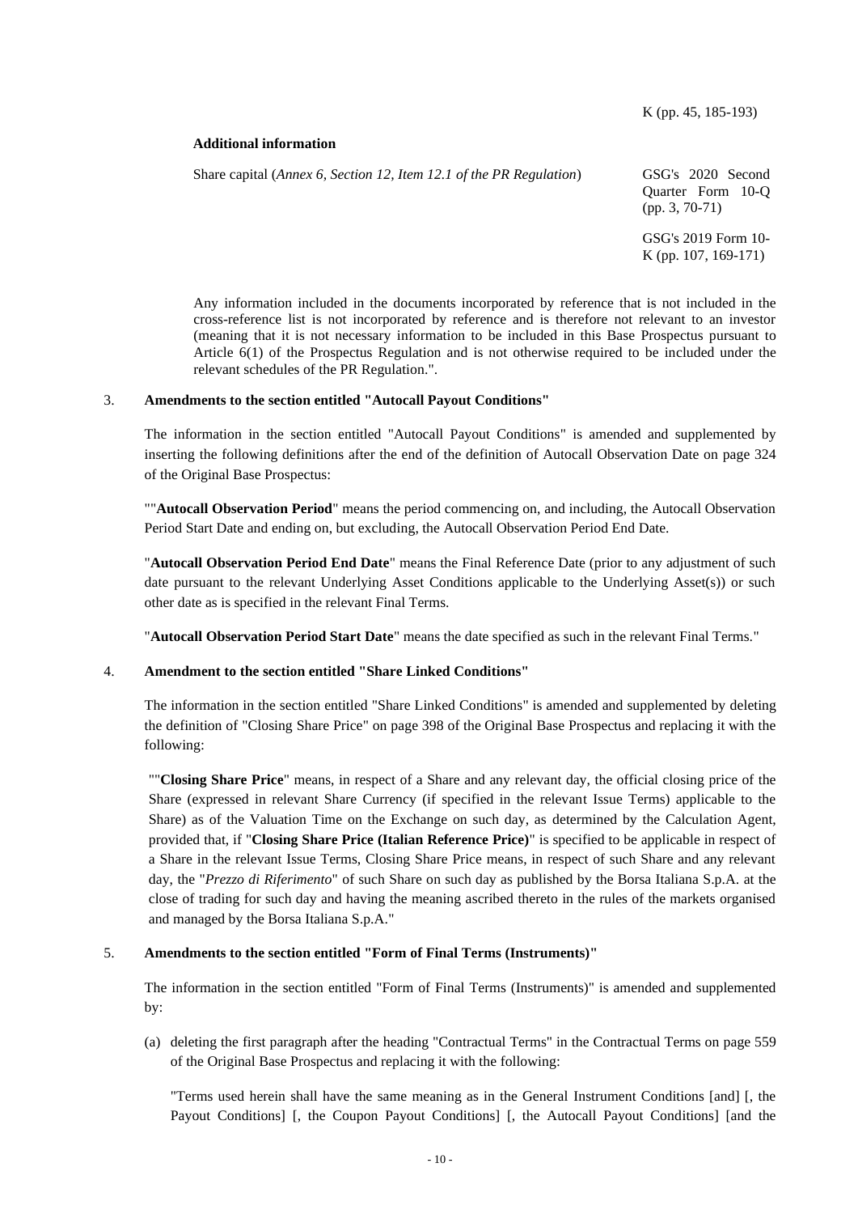K (pp. 45, 185-193)

**Additional information**

| Share capital (*Annex 6, Section 12, Item 12.1 of the PR Regulation*) | GSG's 2020 Second Quarter Form 10-Q (pp. 3, 70-71) |
|---|---|
| | GSG's 2019 Form 10-K (pp. 107, 169-171) |

Any information included in the documents incorporated by reference that is not included in the cross-reference list is not incorporated by reference and is therefore not relevant to an investor (meaning that it is not necessary information to be included in this Base Prospectus pursuant to Article 6(1) of the Prospectus Regulation and is not otherwise required to be included under the relevant schedules of the PR Regulation.".

3. **Amendments to the section entitled "Autocall Payout Conditions"**

The information in the section entitled "Autocall Payout Conditions" is amended and supplemented by inserting the following definitions after the end of the definition of Autocall Observation Date on page 324 of the Original Base Prospectus:

""**Autocall Observation Period**" means the period commencing on, and including, the Autocall Observation Period Start Date and ending on, but excluding, the Autocall Observation Period End Date.

"**Autocall Observation Period End Date**" means the Final Reference Date (prior to any adjustment of such date pursuant to the relevant Underlying Asset Conditions applicable to the Underlying Asset(s)) or such other date as is specified in the relevant Final Terms.

"**Autocall Observation Period Start Date**" means the date specified as such in the relevant Final Terms."

4. **Amendment to the section entitled "Share Linked Conditions"**

The information in the section entitled "Share Linked Conditions" is amended and supplemented by deleting the definition of "Closing Share Price" on page 398 of the Original Base Prospectus and replacing it with the following:

""**Closing Share Price**" means, in respect of a Share and any relevant day, the official closing price of the Share (expressed in relevant Share Currency (if specified in the relevant Issue Terms) applicable to the Share) as of the Valuation Time on the Exchange on such day, as determined by the Calculation Agent, provided that, if "**Closing Share Price (Italian Reference Price)**" is specified to be applicable in respect of a Share in the relevant Issue Terms, Closing Share Price means, in respect of such Share and any relevant day, the "*Prezzo di Riferimento*" of such Share on such day as published by the Borsa Italiana S.p.A. at the close of trading for such day and having the meaning ascribed thereto in the rules of the markets organised and managed by the Borsa Italiana S.p.A."

5. **Amendments to the section entitled "Form of Final Terms (Instruments)"**

The information in the section entitled "Form of Final Terms (Instruments)" is amended and supplemented by:

(a) deleting the first paragraph after the heading "Contractual Terms" in the Contractual Terms on page 559 of the Original Base Prospectus and replacing it with the following:

"Terms used herein shall have the same meaning as in the General Instrument Conditions [and] [, the Payout Conditions] [, the Coupon Payout Conditions] [, the Autocall Payout Conditions] [and the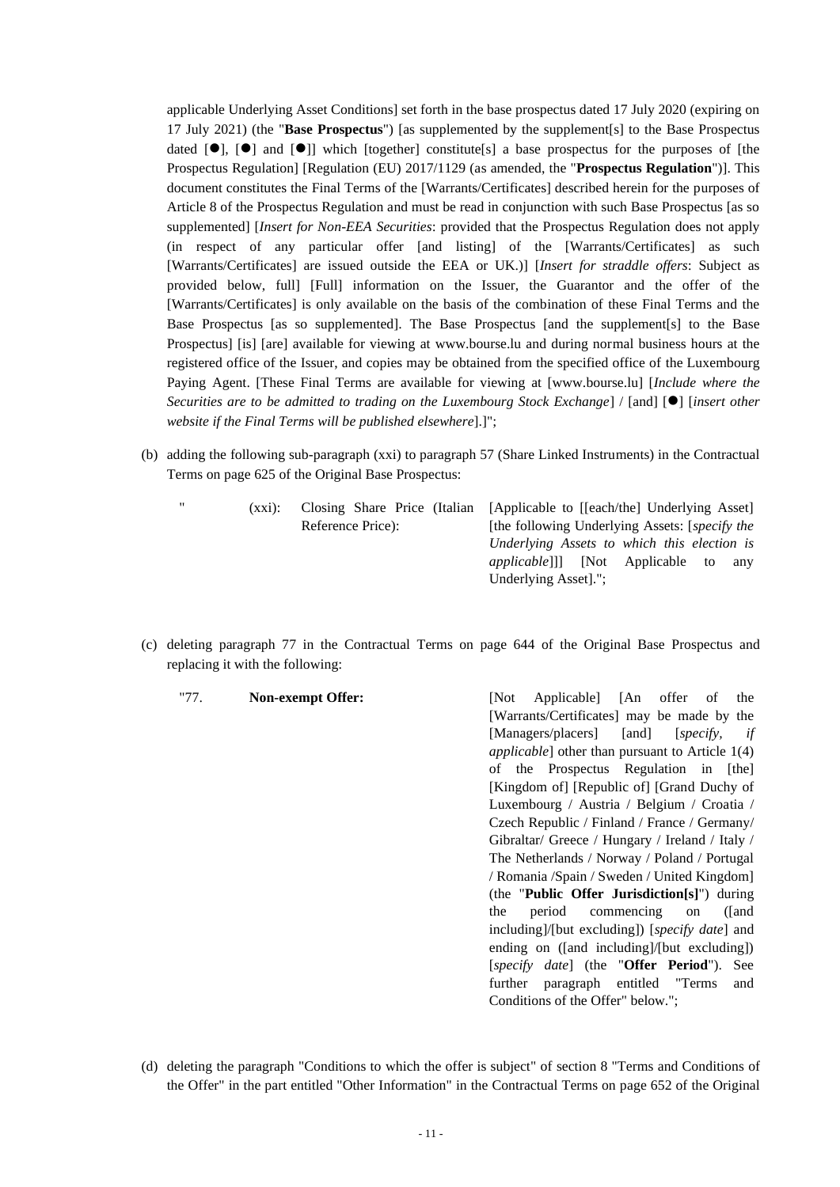applicable Underlying Asset Conditions] set forth in the base prospectus dated 17 July 2020 (expiring on 17 July 2021) (the "**Base Prospectus**") [as supplemented by the supplement[s] to the Base Prospectus dated [●], [●] and [●]] which [together] constitute[s] a base prospectus for the purposes of [the Prospectus Regulation] [Regulation (EU) 2017/1129 (as amended, the "**Prospectus Regulation**")]. This document constitutes the Final Terms of the [Warrants/Certificates] described herein for the purposes of Article 8 of the Prospectus Regulation and must be read in conjunction with such Base Prospectus [as so supplemented] [*Insert for Non-EEA Securities*: provided that the Prospectus Regulation does not apply (in respect of any particular offer [and listing] of the [Warrants/Certificates] as such [Warrants/Certificates] are issued outside the EEA or UK.)] [*Insert for straddle offers*: Subject as provided below, full] [Full] information on the Issuer, the Guarantor and the offer of the [Warrants/Certificates] is only available on the basis of the combination of these Final Terms and the Base Prospectus [as so supplemented]. The Base Prospectus [and the supplement[s] to the Base Prospectus] [is] [are] available for viewing at www.bourse.lu and during normal business hours at the registered office of the Issuer, and copies may be obtained from the specified office of the Luxembourg Paying Agent. [These Final Terms are available for viewing at [www.bourse.lu] [*Include where the Securities are to be admitted to trading on the Luxembourg Stock Exchange*] / [and] [●] [*insert other website if the Final Terms will be published elsewhere*].]";

(b) adding the following sub-paragraph (xxi) to paragraph 57 (Share Linked Instruments) in the Contractual Terms on page 625 of the Original Base Prospectus:

| " | (xxi): | Closing Share Price (Italian Reference Price): | [Applicable to [[each/the] Underlying Asset] [the following Underlying Assets: [*specify the Underlying Assets to which this election is applicable*]]] [Not Applicable to any Underlying Asset]."; |
|---|---|---|---|

(c) deleting paragraph 77 in the Contractual Terms on page 644 of the Original Base Prospectus and replacing it with the following:

| "77. | **Non-exempt Offer:** | [Not Applicable] [An offer of the [Warrants/Certificates] may be made by the [Managers/placers] [and] [*specify, if applicable*] other than pursuant to Article 1(4) of the Prospectus Regulation in [the] [Kingdom of] [Republic of] [Grand Duchy of Luxembourg / Austria / Belgium / Croatia / Czech Republic / Finland / France / Germany/ Gibraltar/ Greece / Hungary / Ireland / Italy / The Netherlands / Norway / Poland / Portugal / Romania /Spain / Sweden / United Kingdom] (the "**Public Offer Jurisdiction[s]**") during the period commencing on ([and including]/[but excluding]) [*specify date*] and ending on ([and including]/[but excluding]) [*specify date*] (the "**Offer Period**"). See further paragraph entitled "Terms and Conditions of the Offer" below."; |
|---|---|---|

(d) deleting the paragraph "Conditions to which the offer is subject" of section 8 "Terms and Conditions of the Offer" in the part entitled "Other Information" in the Contractual Terms on page 652 of the Original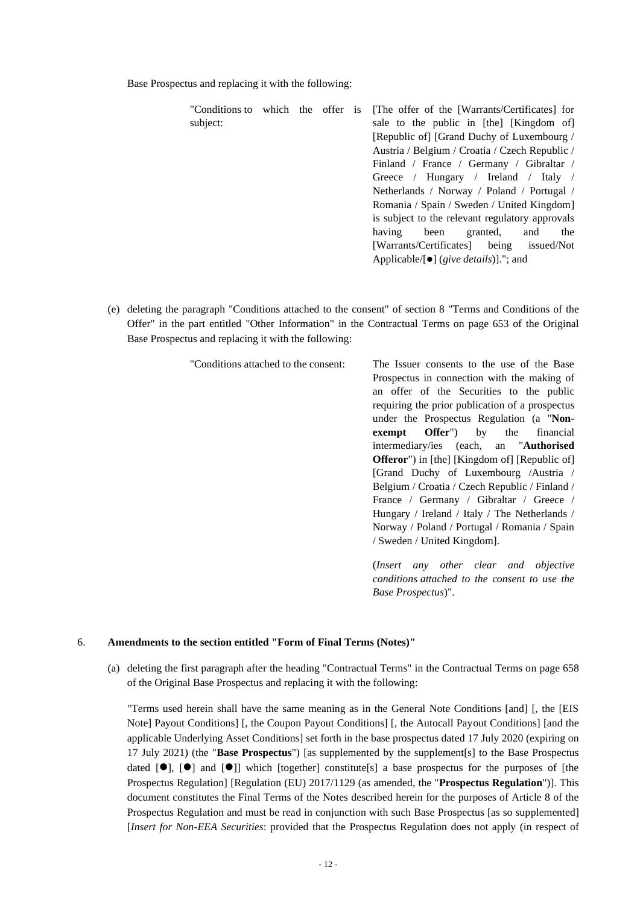Base Prospectus and replacing it with the following:

| "Conditions to which the offer is subject: | [The offer of the [Warrants/Certificates] for sale to the public in [the] [Kingdom of] [Republic of] [Grand Duchy of Luxembourg / Austria / Belgium / Croatia / Czech Republic / Finland / France / Germany / Gibraltar / Greece / Hungary / Ireland / Italy / Netherlands / Norway / Poland / Portugal / Romania / Spain / Sweden / United Kingdom] is subject to the relevant regulatory approvals having been granted, and the [Warrants/Certificates] being issued/Not Applicable/[●] (*give details*)]."; and |
|---|---|

(e) deleting the paragraph "Conditions attached to the consent" of section 8 "Terms and Conditions of the Offer" in the part entitled "Other Information" in the Contractual Terms on page 653 of the Original Base Prospectus and replacing it with the following:

| "Conditions attached to the consent: | The Issuer consents to the use of the Base Prospectus in connection with the making of an offer of the Securities to the public requiring the prior publication of a prospectus under the Prospectus Regulation (a "**Non-exempt Offer**") by the financial intermediary/ies (each, an "**Authorised Offeror**") in [the] [Kingdom of] [Republic of] [Grand Duchy of Luxembourg /Austria / Belgium / Croatia / Czech Republic / Finland / France / Germany / Gibraltar / Greece / Hungary / Ireland / Italy / The Netherlands / Norway / Poland / Portugal / Romania / Spain / Sweden / United Kingdom].<br><br>(*Insert any other clear and objective conditions attached to the consent to use the Base Prospectus*)". |
|---|---|

6. **Amendments to the section entitled "Form of Final Terms (Notes)"**

(a) deleting the first paragraph after the heading "Contractual Terms" in the Contractual Terms on page 658 of the Original Base Prospectus and replacing it with the following:

"Terms used herein shall have the same meaning as in the General Note Conditions [and] [, the [EIS Note] Payout Conditions] [, the Coupon Payout Conditions] [, the Autocall Payout Conditions] [and the applicable Underlying Asset Conditions] set forth in the base prospectus dated 17 July 2020 (expiring on 17 July 2021) (the "**Base Prospectus**") [as supplemented by the supplement[s] to the Base Prospectus dated [●], [●] and [●]] which [together] constitute[s] a base prospectus for the purposes of [the Prospectus Regulation] [Regulation (EU) 2017/1129 (as amended, the "**Prospectus Regulation**")]. This document constitutes the Final Terms of the Notes described herein for the purposes of Article 8 of the Prospectus Regulation and must be read in conjunction with such Base Prospectus [as so supplemented] [*Insert for Non-EEA Securities*: provided that the Prospectus Regulation does not apply (in respect of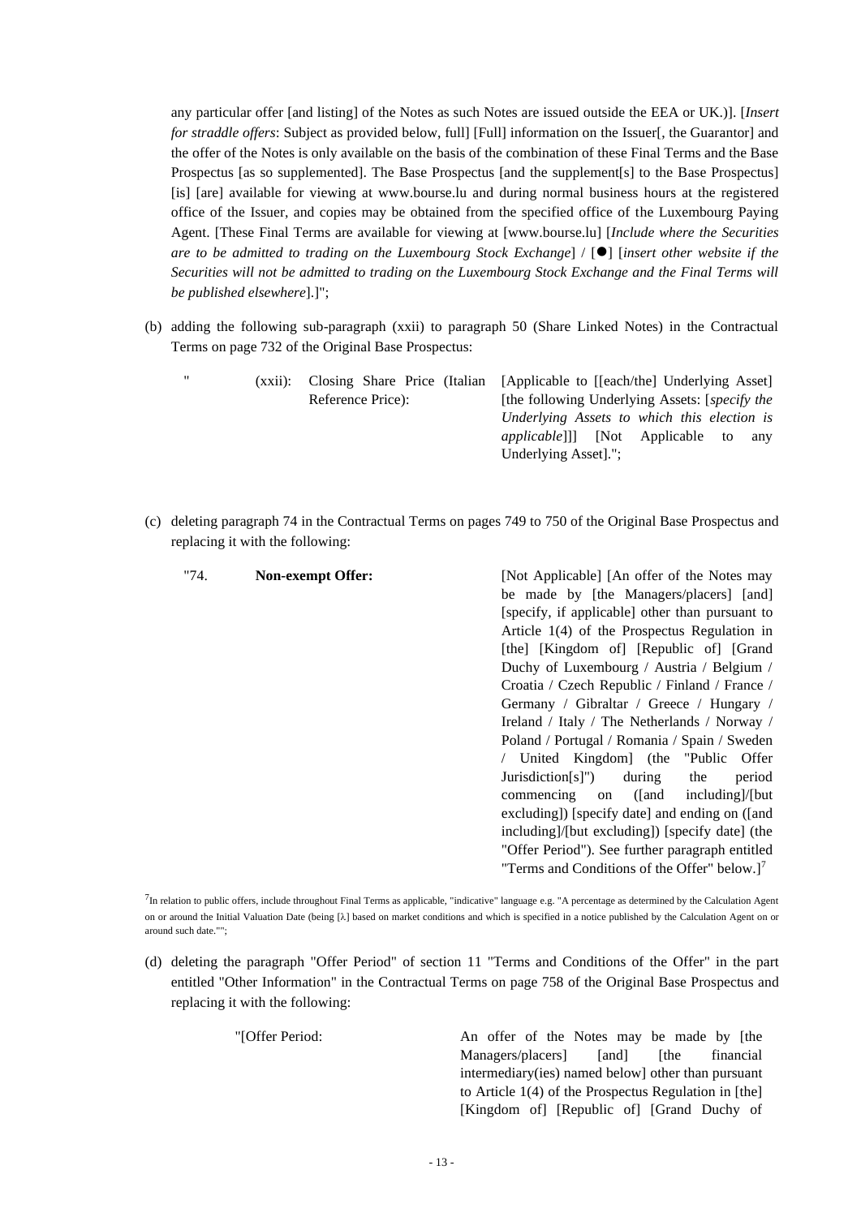any particular offer [and listing] of the Notes as such Notes are issued outside the EEA or UK.)]. [*Insert for straddle offers*: Subject as provided below, full] [Full] information on the Issuer[, the Guarantor] and the offer of the Notes is only available on the basis of the combination of these Final Terms and the Base Prospectus [as so supplemented]. The Base Prospectus [and the supplement[s] to the Base Prospectus] [is] [are] available for viewing at www.bourse.lu and during normal business hours at the registered office of the Issuer, and copies may be obtained from the specified office of the Luxembourg Paying Agent. [These Final Terms are available for viewing at [www.bourse.lu] [*Include where the Securities are to be admitted to trading on the Luxembourg Stock Exchange*] / [●] [*insert other website if the Securities will not be admitted to trading on the Luxembourg Stock Exchange and the Final Terms will be published elsewhere*].]";

(b) adding the following sub-paragraph (xxii) to paragraph 50 (Share Linked Notes) in the Contractual Terms on page 732 of the Original Base Prospectus:

| " | (xxii): | Closing Share Price (Italian Reference Price): | [Applicable to [[each/the] Underlying Asset] [the following Underlying Assets: [*specify the Underlying Assets to which this election is applicable*]]] [Not Applicable to any Underlying Asset]."; |
|---|---|---|---|

(c) deleting paragraph 74 in the Contractual Terms on pages 749 to 750 of the Original Base Prospectus and replacing it with the following:

| "74. | **Non-exempt Offer:** | [Not Applicable] [An offer of the Notes may be made by [the Managers/placers] [and] [specify, if applicable] other than pursuant to Article 1(4) of the Prospectus Regulation in [the] [Kingdom of] [Republic of] [Grand Duchy of Luxembourg / Austria / Belgium / Croatia / Czech Republic / Finland / France / Germany / Gibraltar / Greece / Hungary / Ireland / Italy / The Netherlands / Norway / Poland / Portugal / Romania / Spain / Sweden / United Kingdom] (the "Public Offer Jurisdiction[s]") during the period commencing on ([and including]/[but excluding]) [specify date] and ending on ([and including]/[but excluding]) [specify date] (the "Offer Period"). See further paragraph entitled "Terms and Conditions of the Offer" below.][7] |
|---|---|---|

[7]In relation to public offers, include throughout Final Terms as applicable, "indicative" language e.g. "A percentage as determined by the Calculation Agent on or around the Initial Valuation Date (being [λ] based on market conditions and which is specified in a notice published by the Calculation Agent on or around such date."";

(d) deleting the paragraph "Offer Period" of section 11 "Terms and Conditions of the Offer" in the part entitled "Other Information" in the Contractual Terms on page 758 of the Original Base Prospectus and replacing it with the following:

| "[Offer Period: | An offer of the Notes may be made by [the Managers/placers] [and] [the financial intermediary(ies) named below] other than pursuant to Article 1(4) of the Prospectus Regulation in [the] [Kingdom of] [Republic of] [Grand Duchy of |
|---|---|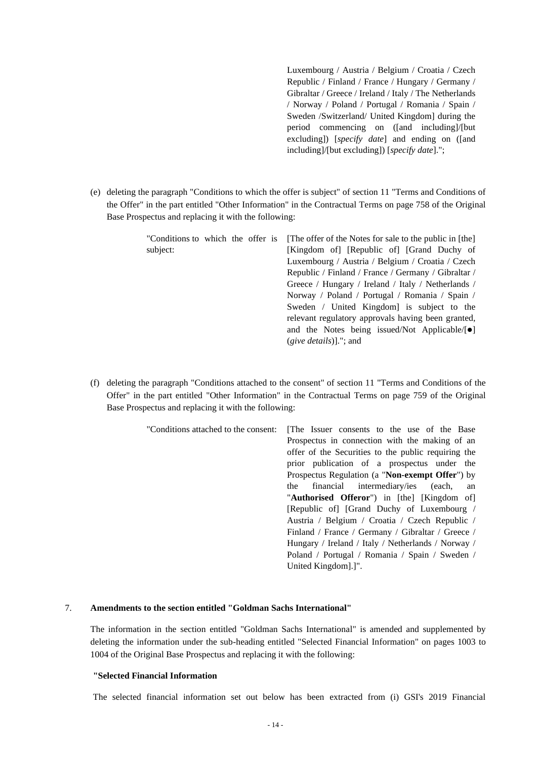Luxembourg / Austria / Belgium / Croatia / Czech Republic / Finland / France / Hungary / Germany / Gibraltar / Greece / Ireland / Italy / The Netherlands / Norway / Poland / Portugal / Romania / Spain / Sweden /Switzerland/ United Kingdom] during the period commencing on ([and including]/[but excluding]) [*specify date*] and ending on ([and including]/[but excluding]) [*specify date*].";

(e) deleting the paragraph "Conditions to which the offer is subject" of section 11 "Terms and Conditions of the Offer" in the part entitled "Other Information" in the Contractual Terms on page 758 of the Original Base Prospectus and replacing it with the following:

| | |
|---|---|
| "Conditions to which the offer is subject: | [The offer of the Notes for sale to the public in [the] [Kingdom of] [Republic of] [Grand Duchy of Luxembourg / Austria / Belgium / Croatia / Czech Republic / Finland / France / Germany / Gibraltar / Greece / Hungary / Ireland / Italy / Netherlands / Norway / Poland / Portugal / Romania / Spain / Sweden / United Kingdom] is subject to the relevant regulatory approvals having been granted, and the Notes being issued/Not Applicable/[●] (*give details*)]."; and |

(f) deleting the paragraph "Conditions attached to the consent" of section 11 "Terms and Conditions of the Offer" in the part entitled "Other Information" in the Contractual Terms on page 759 of the Original Base Prospectus and replacing it with the following:

| | |
|---|---|
| "Conditions attached to the consent: | [The Issuer consents to the use of the Base Prospectus in connection with the making of an offer of the Securities to the public requiring the prior publication of a prospectus under the Prospectus Regulation (a "**Non-exempt Offer**") by the financial intermediary/ies (each, an "**Authorised Offeror**") in [the] [Kingdom of] [Republic of] [Grand Duchy of Luxembourg / Austria / Belgium / Croatia / Czech Republic / Finland / France / Germany / Gibraltar / Greece / Hungary / Ireland / Italy / Netherlands / Norway / Poland / Portugal / Romania / Spain / Sweden / United Kingdom].]". |

7. **Amendments to the section entitled "Goldman Sachs International"**

The information in the section entitled "Goldman Sachs International" is amended and supplemented by deleting the information under the sub-heading entitled "Selected Financial Information" on pages 1003 to 1004 of the Original Base Prospectus and replacing it with the following:

**"Selected Financial Information**

The selected financial information set out below has been extracted from (i) GSI's 2019 Financial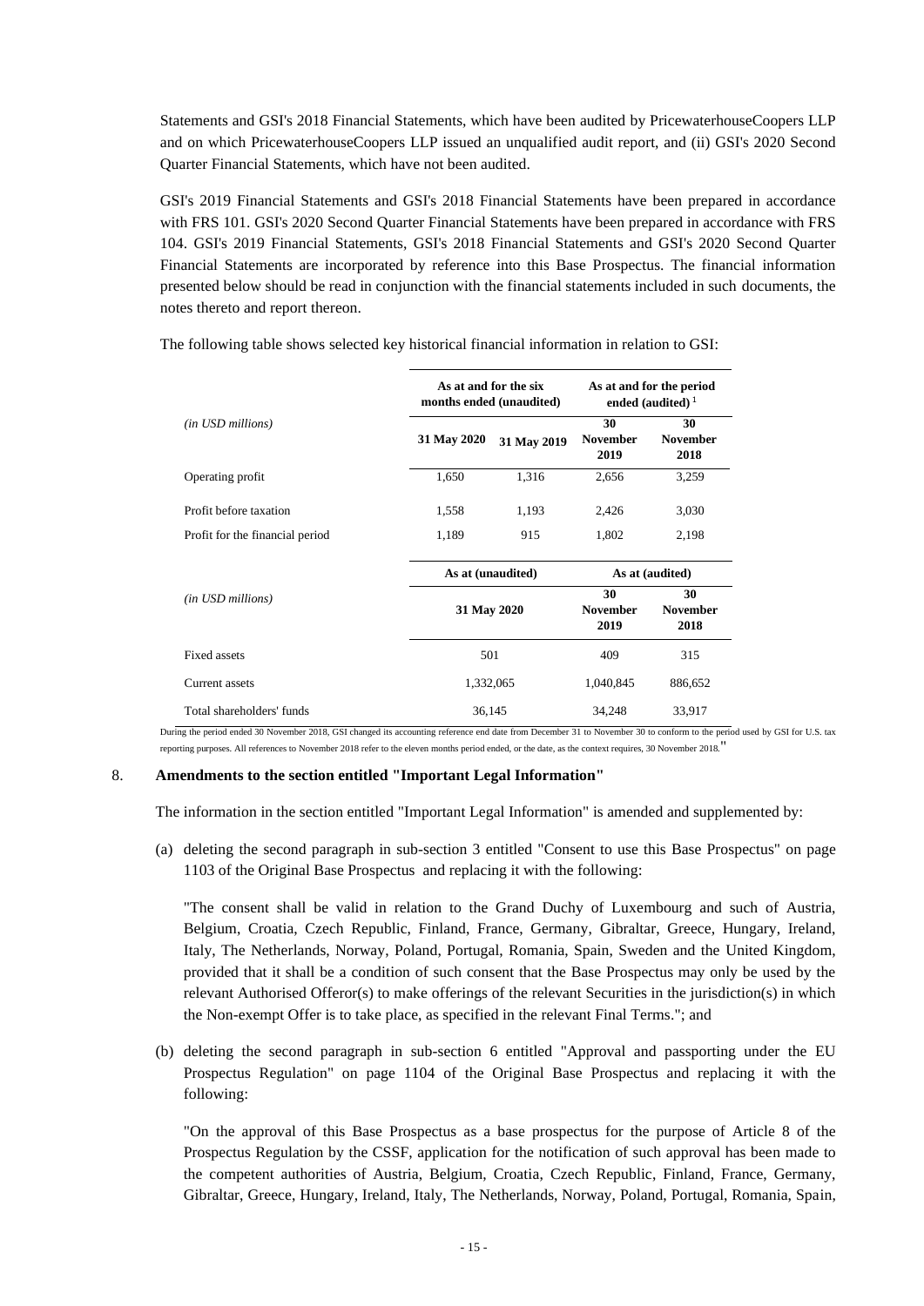Statements and GSI's 2018 Financial Statements, which have been audited by PricewaterhouseCoopers LLP and on which PricewaterhouseCoopers LLP issued an unqualified audit report, and (ii) GSI's 2020 Second Quarter Financial Statements, which have not been audited.

GSI's 2019 Financial Statements and GSI's 2018 Financial Statements have been prepared in accordance with FRS 101. GSI's 2020 Second Quarter Financial Statements have been prepared in accordance with FRS 104. GSI's 2019 Financial Statements, GSI's 2018 Financial Statements and GSI's 2020 Second Quarter Financial Statements are incorporated by reference into this Base Prospectus. The financial information presented below should be read in conjunction with the financial statements included in such documents, the notes thereto and report thereon.

The following table shows selected key historical financial information in relation to GSI:

| | **As at and for the six months ended (unaudited)** | | **As at and for the period ended (audited)** [1] | |
|---|---|---|---|---|
| *(in USD millions)* | **31 May 2020** | **31 May 2019** | **30 November 2019** | **30 November 2018** |
| Operating profit | 1,650 | 1,316 | 2,656 | 3,259 |
| Profit before taxation | 1,558 | 1,193 | 2,426 | 3,030 |
| Profit for the financial period | 1,189 | 915 | 1,802 | 2,198 |

| | **As at (unaudited)** | **As at (audited)** | |
|---|---|---|---|
| *(in USD millions)* | **31 May 2020** | **30 November 2019** | **30 November 2018** |
| Fixed assets | 501 | 409 | 315 |
| Current assets | 1,332,065 | 1,040,845 | 886,652 |
| Total shareholders' funds | 36,145 | 34,248 | 33,917 |

During the period ended 30 November 2018, GSI changed its accounting reference end date from December 31 to November 30 to conform to the period used by GSI for U.S. tax reporting purposes. All references to November 2018 refer to the eleven months period ended, or the date, as the context requires, 30 November 2018."

8. **Amendments to the section entitled "Important Legal Information"**

The information in the section entitled "Important Legal Information" is amended and supplemented by:

(a) deleting the second paragraph in sub-section 3 entitled "Consent to use this Base Prospectus" on page 1103 of the Original Base Prospectus and replacing it with the following:

"The consent shall be valid in relation to the Grand Duchy of Luxembourg and such of Austria, Belgium, Croatia, Czech Republic, Finland, France, Germany, Gibraltar, Greece, Hungary, Ireland, Italy, The Netherlands, Norway, Poland, Portugal, Romania, Spain, Sweden and the United Kingdom, provided that it shall be a condition of such consent that the Base Prospectus may only be used by the relevant Authorised Offeror(s) to make offerings of the relevant Securities in the jurisdiction(s) in which the Non-exempt Offer is to take place, as specified in the relevant Final Terms."; and

(b) deleting the second paragraph in sub-section 6 entitled "Approval and passporting under the EU Prospectus Regulation" on page 1104 of the Original Base Prospectus and replacing it with the following:

"On the approval of this Base Prospectus as a base prospectus for the purpose of Article 8 of the Prospectus Regulation by the CSSF, application for the notification of such approval has been made to the competent authorities of Austria, Belgium, Croatia, Czech Republic, Finland, France, Germany, Gibraltar, Greece, Hungary, Ireland, Italy, The Netherlands, Norway, Poland, Portugal, Romania, Spain,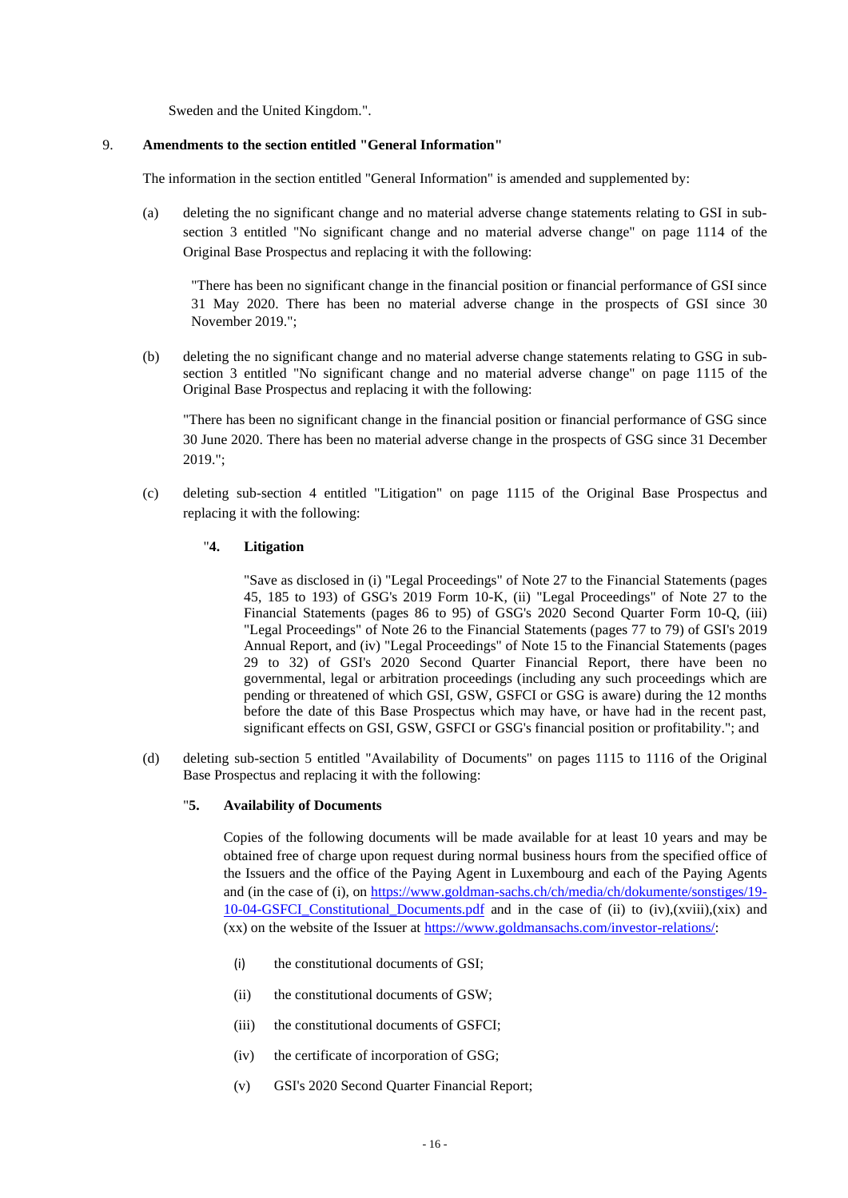Sweden and the United Kingdom.".

## 9. Amendments to the section entitled "General Information"

The information in the section entitled "General Information" is amended and supplemented by:

(a) deleting the no significant change and no material adverse change statements relating to GSI in sub-section 3 entitled "No significant change and no material adverse change" on page 1114 of the Original Base Prospectus and replacing it with the following:

> "There has been no significant change in the financial position or financial performance of GSI since 31 May 2020. There has been no material adverse change in the prospects of GSI since 30 November 2019.";

(b) deleting the no significant change and no material adverse change statements relating to GSG in sub-section 3 entitled "No significant change and no material adverse change" on page 1115 of the Original Base Prospectus and replacing it with the following:

> "There has been no significant change in the financial position or financial performance of GSG since 30 June 2020. There has been no material adverse change in the prospects of GSG since 31 December 2019.";

(c) deleting sub-section 4 entitled "Litigation" on page 1115 of the Original Base Prospectus and replacing it with the following:

> "**4. Litigation**
>
> "Save as disclosed in (i) "Legal Proceedings" of Note 27 to the Financial Statements (pages 45, 185 to 193) of GSG's 2019 Form 10-K, (ii) "Legal Proceedings" of Note 27 to the Financial Statements (pages 86 to 95) of GSG's 2020 Second Quarter Form 10-Q, (iii) "Legal Proceedings" of Note 26 to the Financial Statements (pages 77 to 79) of GSI's 2019 Annual Report, and (iv) "Legal Proceedings" of Note 15 to the Financial Statements (pages 29 to 32) of GSI's 2020 Second Quarter Financial Report, there have been no governmental, legal or arbitration proceedings (including any such proceedings which are pending or threatened of which GSI, GSW, GSFCI or GSG is aware) during the 12 months before the date of this Base Prospectus which may have, or have had in the recent past, significant effects on GSI, GSW, GSFCI or GSG's financial position or profitability."; and

(d) deleting sub-section 5 entitled "Availability of Documents" on pages 1115 to 1116 of the Original Base Prospectus and replacing it with the following:

> "**5. Availability of Documents**
>
> Copies of the following documents will be made available for at least 10 years and may be obtained free of charge upon request during normal business hours from the specified office of the Issuers and the office of the Paying Agent in Luxembourg and each of the Paying Agents and (in the case of (i), on https://www.goldman-sachs.ch/ch/media/ch/dokumente/sonstiges/19-10-04-GSFCI_Constitutional_Documents.pdf and in the case of (ii) to (iv),(xviii),(xix) and (xx) on the website of the Issuer at https://www.goldmansachs.com/investor-relations/:
>
> (i) the constitutional documents of GSI;
>
> (ii) the constitutional documents of GSW;
>
> (iii) the constitutional documents of GSFCI;
>
> (iv) the certificate of incorporation of GSG;
>
> (v) GSI's 2020 Second Quarter Financial Report;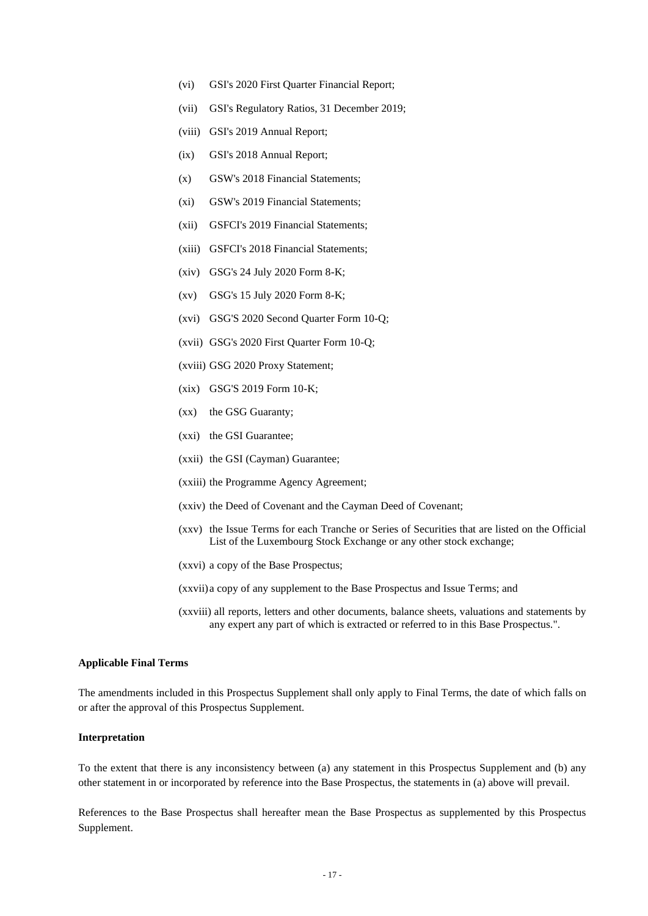(vi) GSI's 2020 First Quarter Financial Report;

(vii) GSI's Regulatory Ratios, 31 December 2019;

(viii) GSI's 2019 Annual Report;

(ix) GSI's 2018 Annual Report;

(x) GSW's 2018 Financial Statements;

(xi) GSW's 2019 Financial Statements;

(xii) GSFCI's 2019 Financial Statements;

(xiii) GSFCI's 2018 Financial Statements;

(xiv) GSG's 24 July 2020 Form 8-K;

(xv) GSG's 15 July 2020 Form 8-K;

(xvi) GSG'S 2020 Second Quarter Form 10-Q;

(xvii) GSG's 2020 First Quarter Form 10-Q;

(xviii) GSG 2020 Proxy Statement;

(xix) GSG'S 2019 Form 10-K;

(xx) the GSG Guaranty;

(xxi) the GSI Guarantee;

(xxii) the GSI (Cayman) Guarantee;

(xxiii) the Programme Agency Agreement;

(xxiv) the Deed of Covenant and the Cayman Deed of Covenant;

(xxv) the Issue Terms for each Tranche or Series of Securities that are listed on the Official List of the Luxembourg Stock Exchange or any other stock exchange;

(xxvi) a copy of the Base Prospectus;

(xxvii) a copy of any supplement to the Base Prospectus and Issue Terms; and

(xxviii) all reports, letters and other documents, balance sheets, valuations and statements by any expert any part of which is extracted or referred to in this Base Prospectus.".

**Applicable Final Terms**

The amendments included in this Prospectus Supplement shall only apply to Final Terms, the date of which falls on or after the approval of this Prospectus Supplement.

**Interpretation**

To the extent that there is any inconsistency between (a) any statement in this Prospectus Supplement and (b) any other statement in or incorporated by reference into the Base Prospectus, the statements in (a) above will prevail.

References to the Base Prospectus shall hereafter mean the Base Prospectus as supplemented by this Prospectus Supplement.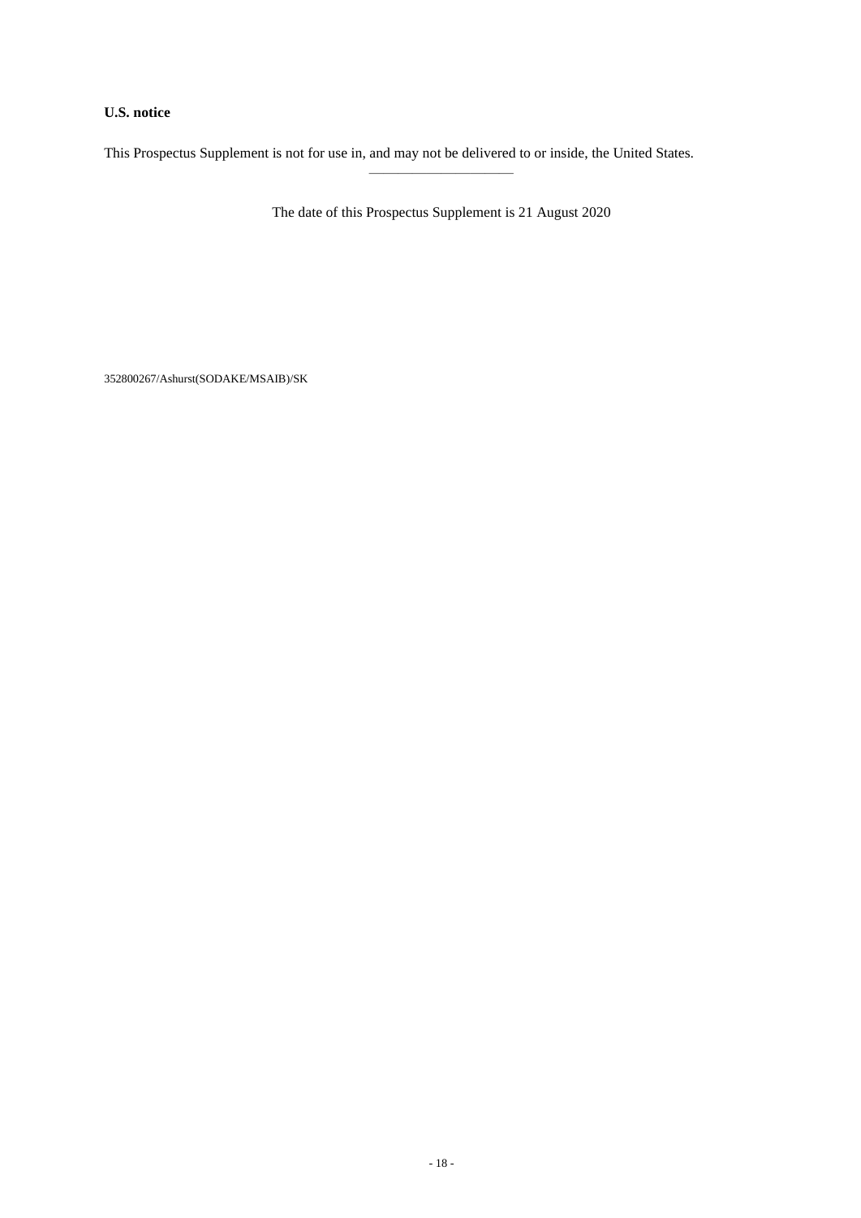**U.S. notice**

This Prospectus Supplement is not for use in, and may not be delivered to or inside, the United States.

---

The date of this Prospectus Supplement is 21 August 2020

352800267/Ashurst(SODAKE/MSAIB)/SK